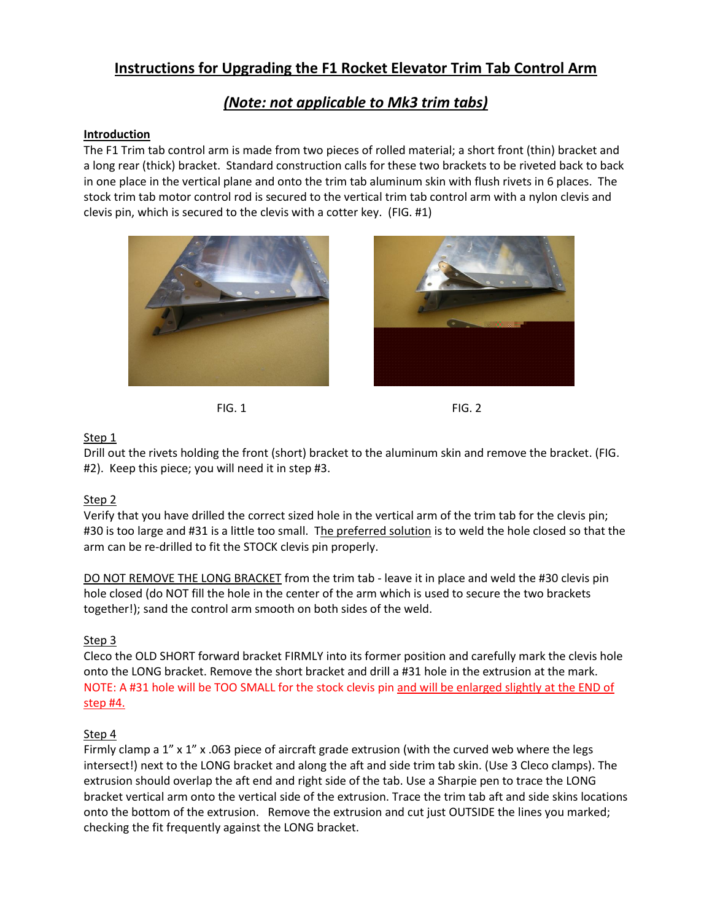# Instructions for Upgrading the F1 Rocket Elevator Trim Tab Control Arm

## *(Note: not applicable to Mk3 trim tabs)*

**Introduction**

The F1 Trim tab control arm is made from two pieces of rolled material; a short front (thin) bracket and a long rear (thick) bracket. Standard construction calls for these two brackets to be riveted back to back in one place in the vertical plane and onto the trim tab aluminum skin with flush rivets in 6 places. The stock trim tab motor control rod is secured to the vertical trim tab control arm with a nylon clevis and clevis pin, which is secured to the clevis with a cotter key. (FIG. #1)

FIG. 1

FIG. 2

Step 1

Drill out the rivets holding the front (short) bracket to the aluminum skin and remove the bracket. (FIG. #2). Keep this piece; you will need it in step #3.

Step 2

Verify that you have drilled the correct sized hole in the vertical arm of the trim tab for the clevis pin; #30 is too large and #31 is a little too small. The preferred solution is to weld the hole closed so that the arm can be re-drilled to fit the STOCK clevis pin properly.

DO NOT REMOVE THE LONG BRACKET from the trim tab - leave it in place and weld the #30 clevis pin hole closed (do NOT fill the hole in the center of the arm which is used to secure the two brackets together!); sand the control arm smooth on both sides of the weld.

Step 3

Cleco the OLD SHORT forward bracket FIRMLY into its former position and carefully mark the clevis hole onto the LONG bracket. Remove the short bracket and drill a #31 hole in the extrusion at the mark. NOTE: A #31 hole will be TOO SMALL for the stock clevis pin and will be enlarged slightly at the END of step #4.

Step 4

Firmly clamp a 1" x 1" x .063 piece of aircraft grade extrusion (with the curved web where the legs intersect!) next to the LONG bracket and along the aft and side trim tab skin. (Use 3 Cleco clamps). The extrusion should overlap the aft end and right side of the tab. Use a Sharpie pen to trace the LONG bracket vertical arm onto the vertical side of the extrusion. Trace the trim tab aft and side skins locations onto the bottom of the extrusion. Remove the extrusion and cut just OUTSIDE the lines you marked; checking the fit frequently against the LONG bracket.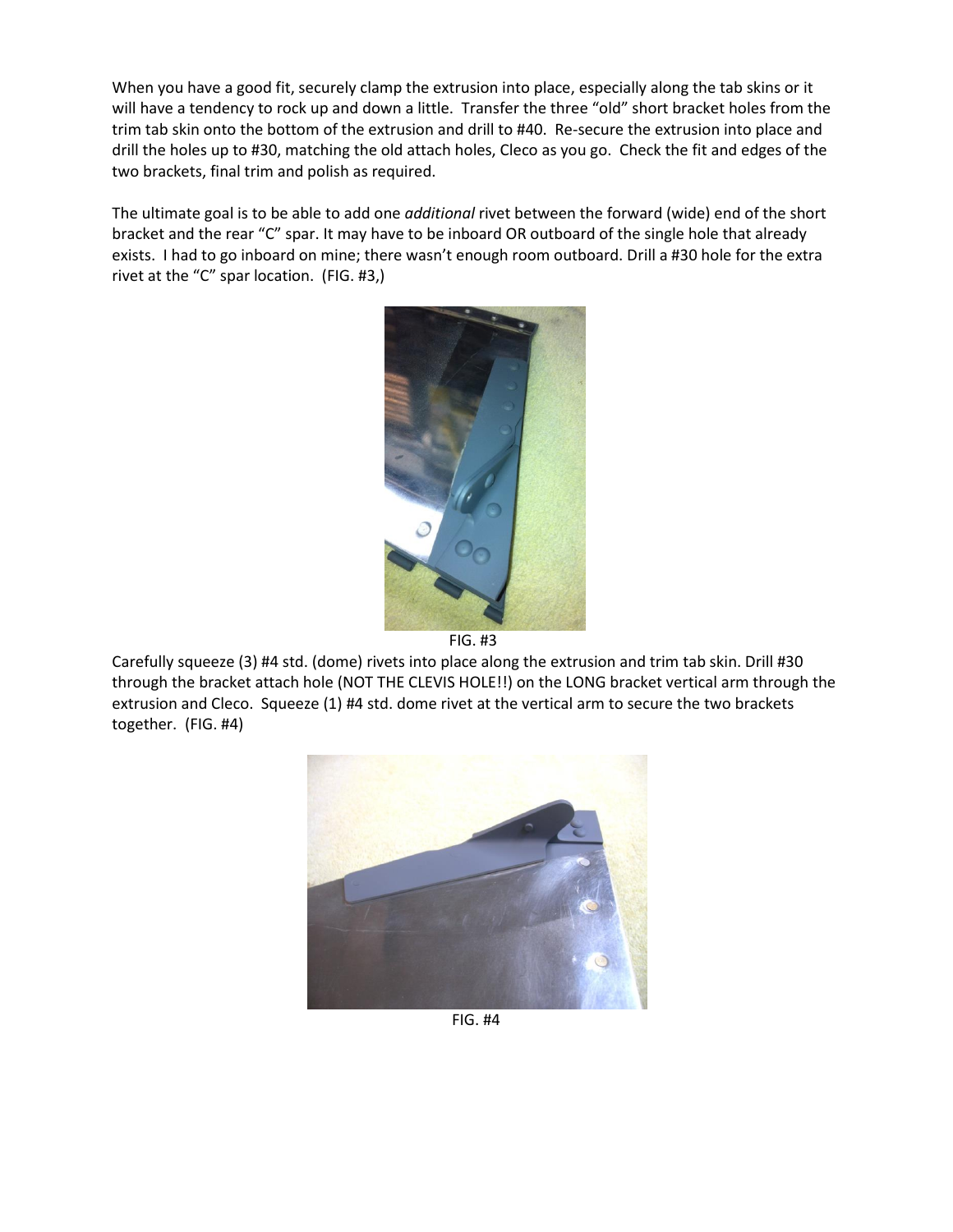When you have a good fit, securely clamp the extrusion into place, especially along the tab skins or it will have a tendency to rock up and down a little. Transfer the three "old" short bracket holes from the trim tab skin onto the bottom of the extrusion and drill to #40. Re-secure the extrusion into place and drill the holes up to #30, matching the old attach holes, Cleco as you go. Check the fit and edges of the two brackets, final trim and polish as required.

The ultimate goal is to be able to add one *additional* rivet between the forward (wide) end of the short bracket and the rear "C" spar. It may have to be inboard OR outboard of the single hole that already exists. I had to go inboard on mine; there wasn't enough room outboard. Drill a #30 hole for the extra rivet at the "C" spar location. (FIG. #3,)

FIG. #3

Carefully squeeze (3) #4 std. (dome) rivets into place along the extrusion and trim tab skin. Drill #30 through the bracket attach hole (NOT THE CLEVIS HOLE!!) on the LONG bracket vertical arm through the extrusion and Cleco. Squeeze (1) #4 std. dome rivet at the vertical arm to secure the two brackets together. (FIG. #4)

FIG. #4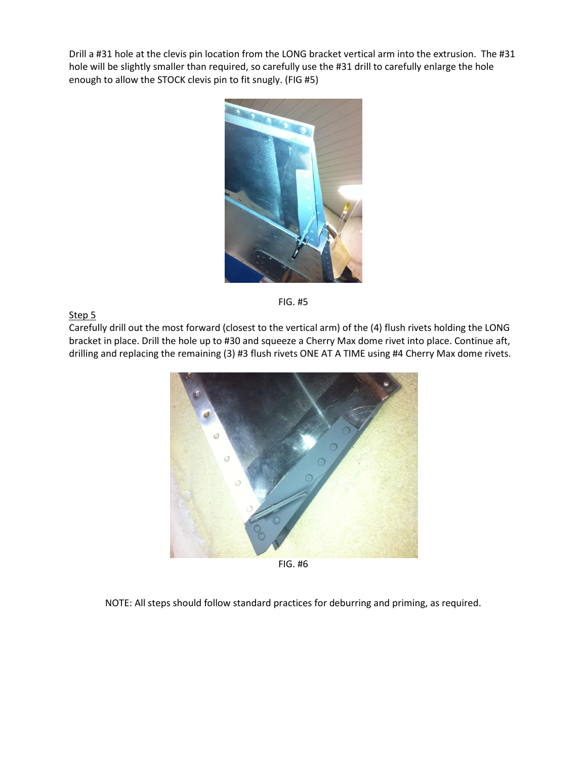Drill a #31 hole at the clevis pin location from the LONG bracket vertical arm into the extrusion. The #31 hole will be slightly smaller than required, so carefully use the #31 drill to carefully enlarge the hole enough to allow the STOCK clevis pin to fit snugly. (FIG #5)

FIG. #5

Step 5

Carefully drill out the most forward (closest to the vertical arm) of the (4) flush rivets holding the LONG bracket in place. Drill the hole up to #30 and squeeze a Cherry Max dome rivet into place. Continue aft, drilling and replacing the remaining (3) #3 flush rivets ONE AT A TIME using #4 Cherry Max dome rivets.

FIG. #6

NOTE: All steps should follow standard practices for deburring and priming, as required.